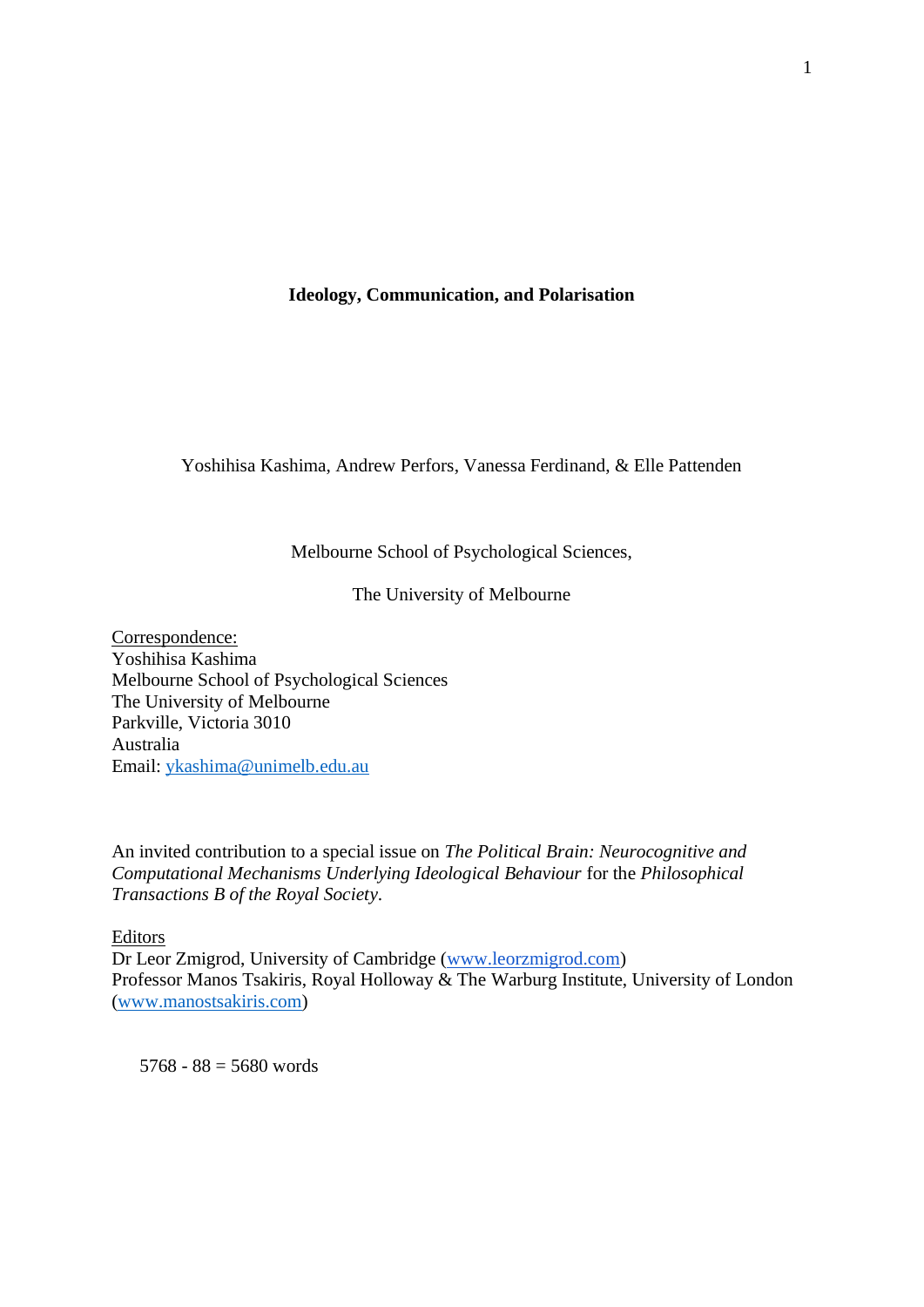**Ideology, Communication, and Polarisation**

Yoshihisa Kashima, Andrew Perfors, Vanessa Ferdinand, & Elle Pattenden

Melbourne School of Psychological Sciences,

The University of Melbourne

Correspondence:
Yoshihisa Kashima
Melbourne School of Psychological Sciences
The University of Melbourne
Parkville, Victoria 3010
Australia
Email: ykashima@unimelb.edu.au

An invited contribution to a special issue on *The Political Brain: Neurocognitive and Computational Mechanisms Underlying Ideological Behaviour* for the *Philosophical Transactions B of the Royal Society*.

Editors
Dr Leor Zmigrod, University of Cambridge (www.leorzmigrod.com)
Professor Manos Tsakiris, Royal Holloway & The Warburg Institute, University of London (www.manostsakiris.com)

5768 - 88 = 5680 words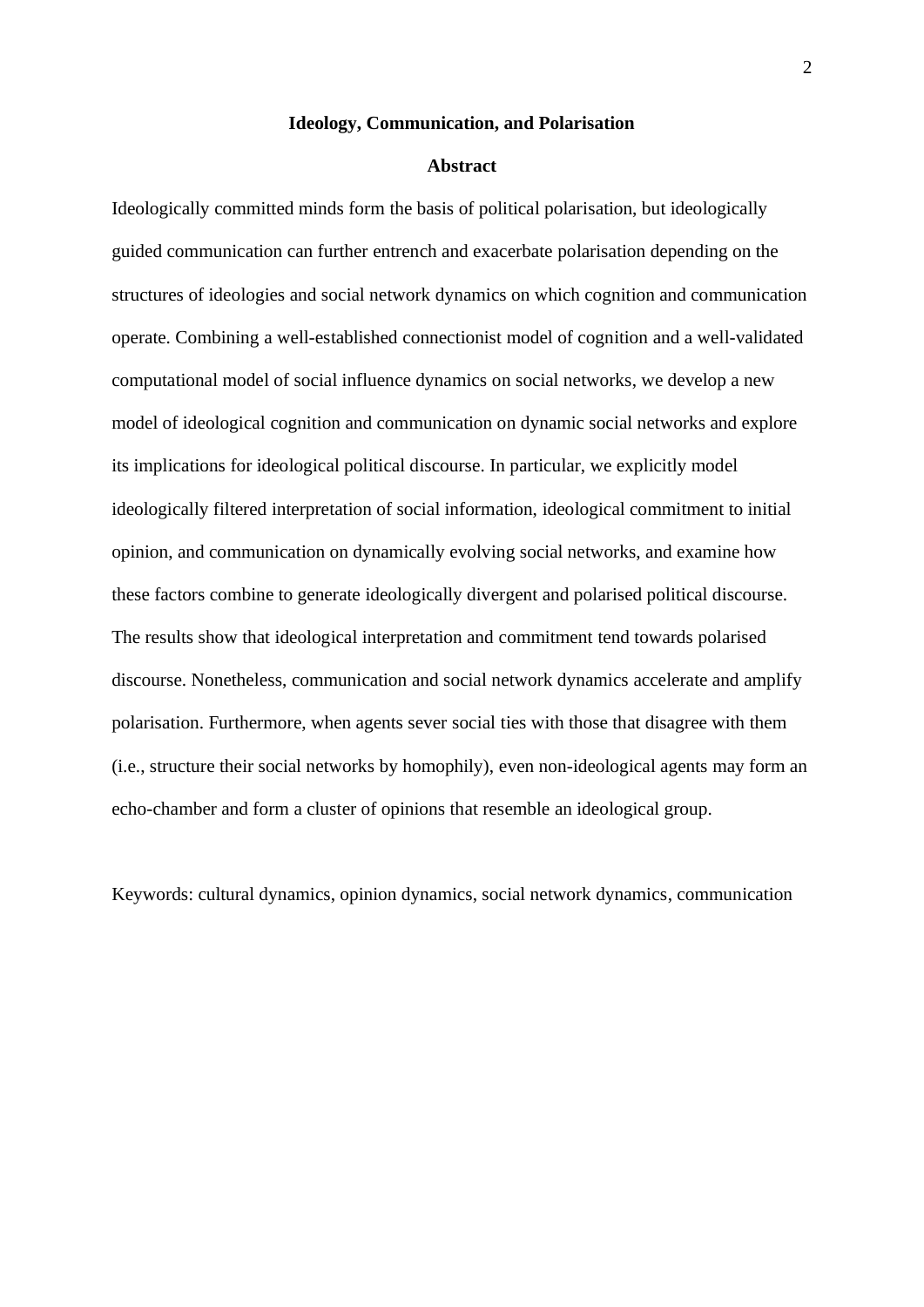# Ideology, Communication, and Polarisation

## Abstract

Ideologically committed minds form the basis of political polarisation, but ideologically guided communication can further entrench and exacerbate polarisation depending on the structures of ideologies and social network dynamics on which cognition and communication operate. Combining a well-established connectionist model of cognition and a well-validated computational model of social influence dynamics on social networks, we develop a new model of ideological cognition and communication on dynamic social networks and explore its implications for ideological political discourse. In particular, we explicitly model ideologically filtered interpretation of social information, ideological commitment to initial opinion, and communication on dynamically evolving social networks, and examine how these factors combine to generate ideologically divergent and polarised political discourse. The results show that ideological interpretation and commitment tend towards polarised discourse. Nonetheless, communication and social network dynamics accelerate and amplify polarisation. Furthermore, when agents sever social ties with those that disagree with them (i.e., structure their social networks by homophily), even non-ideological agents may form an echo-chamber and form a cluster of opinions that resemble an ideological group.

Keywords: cultural dynamics, opinion dynamics, social network dynamics, communication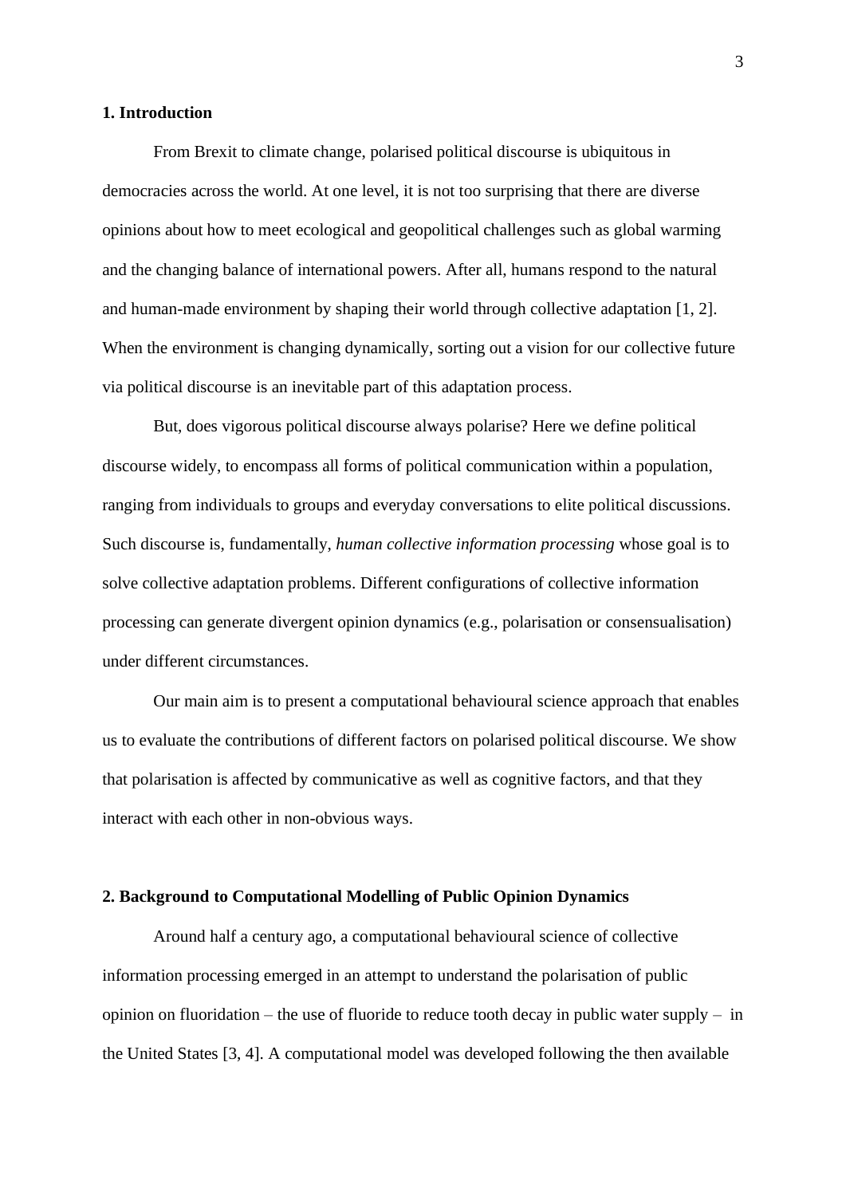## 1. Introduction

From Brexit to climate change, polarised political discourse is ubiquitous in democracies across the world. At one level, it is not too surprising that there are diverse opinions about how to meet ecological and geopolitical challenges such as global warming and the changing balance of international powers. After all, humans respond to the natural and human-made environment by shaping their world through collective adaptation [1, 2]. When the environment is changing dynamically, sorting out a vision for our collective future via political discourse is an inevitable part of this adaptation process.

But, does vigorous political discourse always polarise? Here we define political discourse widely, to encompass all forms of political communication within a population, ranging from individuals to groups and everyday conversations to elite political discussions. Such discourse is, fundamentally, *human collective information processing* whose goal is to solve collective adaptation problems. Different configurations of collective information processing can generate divergent opinion dynamics (e.g., polarisation or consensualisation) under different circumstances.

Our main aim is to present a computational behavioural science approach that enables us to evaluate the contributions of different factors on polarised political discourse. We show that polarisation is affected by communicative as well as cognitive factors, and that they interact with each other in non-obvious ways.

## 2. Background to Computational Modelling of Public Opinion Dynamics

Around half a century ago, a computational behavioural science of collective information processing emerged in an attempt to understand the polarisation of public opinion on fluoridation – the use of fluoride to reduce tooth decay in public water supply – in the United States [3, 4]. A computational model was developed following the then available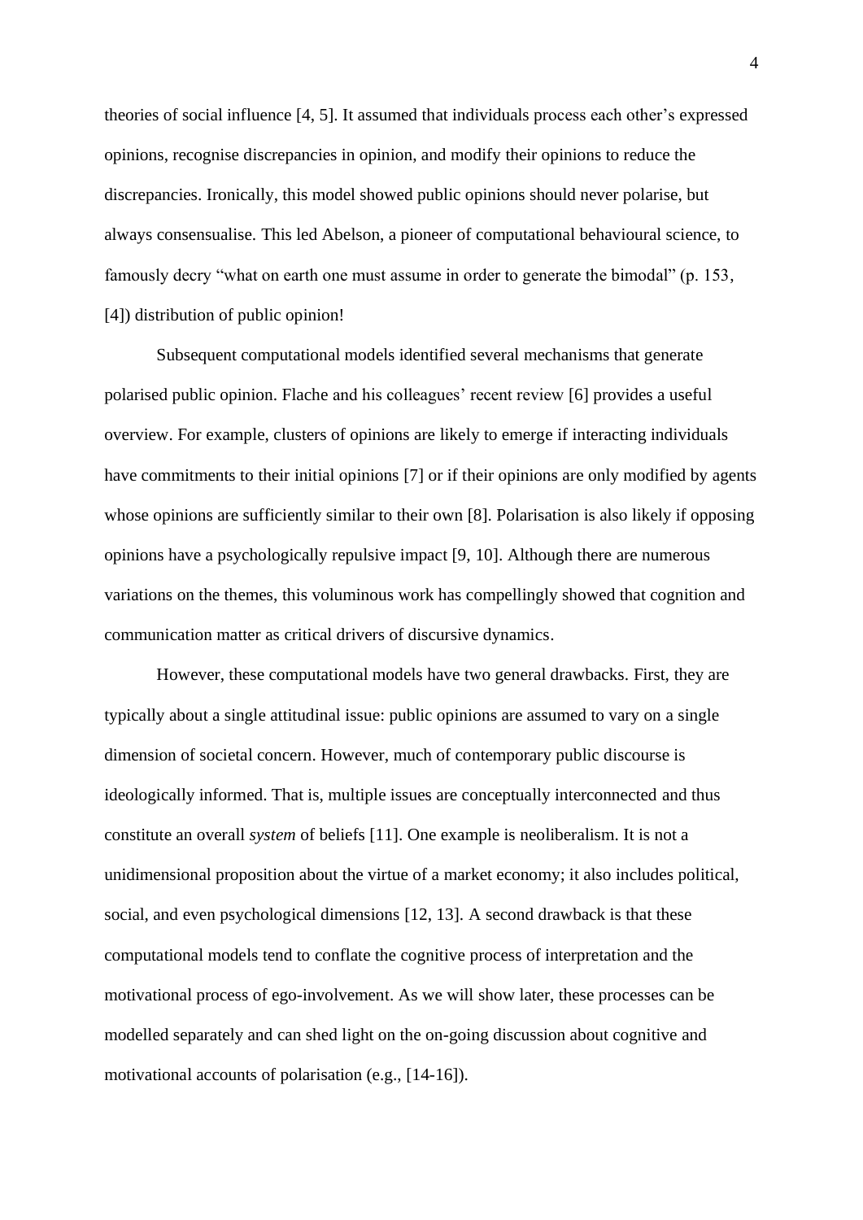theories of social influence [4, 5]. It assumed that individuals process each other's expressed opinions, recognise discrepancies in opinion, and modify their opinions to reduce the discrepancies. Ironically, this model showed public opinions should never polarise, but always consensualise. This led Abelson, a pioneer of computational behavioural science, to famously decry "what on earth one must assume in order to generate the bimodal" (p. 153, [4]) distribution of public opinion!

Subsequent computational models identified several mechanisms that generate polarised public opinion. Flache and his colleagues' recent review [6] provides a useful overview. For example, clusters of opinions are likely to emerge if interacting individuals have commitments to their initial opinions [7] or if their opinions are only modified by agents whose opinions are sufficiently similar to their own [8]. Polarisation is also likely if opposing opinions have a psychologically repulsive impact [9, 10]. Although there are numerous variations on the themes, this voluminous work has compellingly showed that cognition and communication matter as critical drivers of discursive dynamics.

However, these computational models have two general drawbacks. First, they are typically about a single attitudinal issue: public opinions are assumed to vary on a single dimension of societal concern. However, much of contemporary public discourse is ideologically informed. That is, multiple issues are conceptually interconnected and thus constitute an overall *system* of beliefs [11]. One example is neoliberalism. It is not a unidimensional proposition about the virtue of a market economy; it also includes political, social, and even psychological dimensions [12, 13]. A second drawback is that these computational models tend to conflate the cognitive process of interpretation and the motivational process of ego-involvement. As we will show later, these processes can be modelled separately and can shed light on the on-going discussion about cognitive and motivational accounts of polarisation (e.g., [14-16]).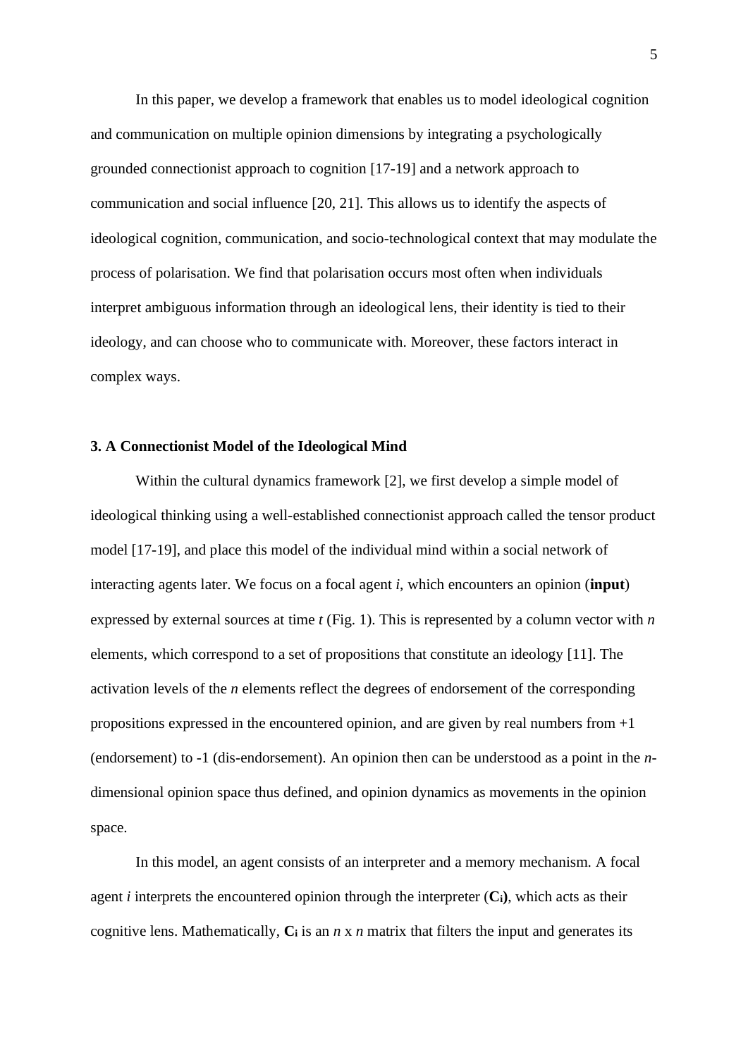In this paper, we develop a framework that enables us to model ideological cognition and communication on multiple opinion dimensions by integrating a psychologically grounded connectionist approach to cognition [17-19] and a network approach to communication and social influence [20, 21]. This allows us to identify the aspects of ideological cognition, communication, and socio-technological context that may modulate the process of polarisation. We find that polarisation occurs most often when individuals interpret ambiguous information through an ideological lens, their identity is tied to their ideology, and can choose who to communicate with. Moreover, these factors interact in complex ways.

### 3. A Connectionist Model of the Ideological Mind

Within the cultural dynamics framework [2], we first develop a simple model of ideological thinking using a well-established connectionist approach called the tensor product model [17-19], and place this model of the individual mind within a social network of interacting agents later. We focus on a focal agent $i$, which encounters an opinion (**input**) expressed by external sources at time $t$ (Fig. 1). This is represented by a column vector with $n$ elements, which correspond to a set of propositions that constitute an ideology [11]. The activation levels of the $n$ elements reflect the degrees of endorsement of the corresponding propositions expressed in the encountered opinion, and are given by real numbers from +1 (endorsement) to -1 (dis-endorsement). An opinion then can be understood as a point in the $n$-dimensional opinion space thus defined, and opinion dynamics as movements in the opinion space.

In this model, an agent consists of an interpreter and a memory mechanism. A focal agent $i$ interprets the encountered opinion through the interpreter ($\mathbf{C_i}$), which acts as their cognitive lens. Mathematically, $\mathbf{C_i}$ is an $n$ x $n$ matrix that filters the input and generates its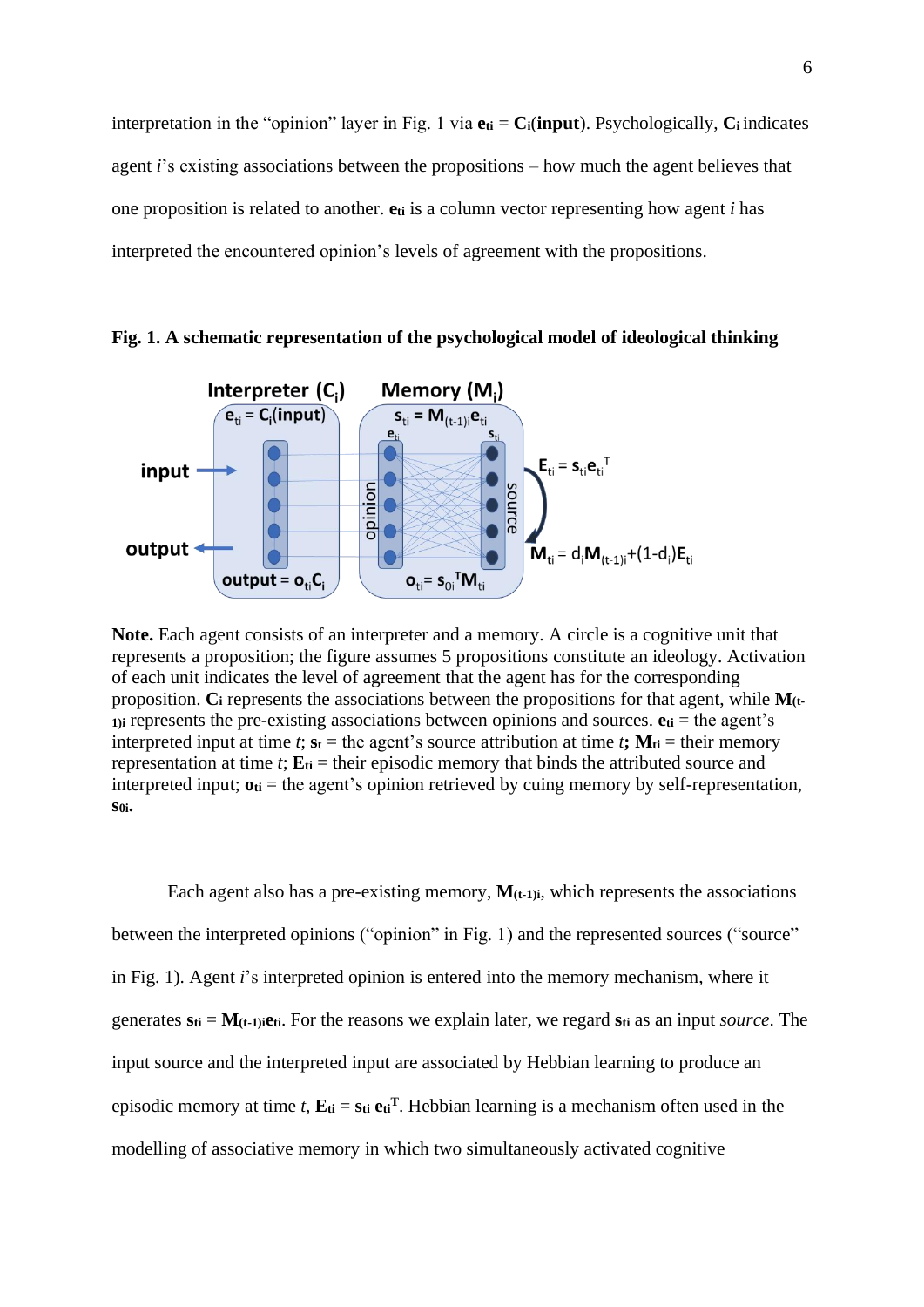interpretation in the "opinion" layer in Fig. 1 via $\mathbf{e}_{ti} = \mathbf{C}_i(\mathbf{input})$. Psychologically, $\mathbf{C}_i$ indicates agent $i$'s existing associations between the propositions – how much the agent believes that one proposition is related to another. $\mathbf{e}_{ti}$ is a column vector representing how agent $i$ has interpreted the encountered opinion's levels of agreement with the propositions.

**Fig. 1. A schematic representation of the psychological model of ideological thinking**

**Note.** Each agent consists of an interpreter and a memory. A circle is a cognitive unit that represents a proposition; the figure assumes 5 propositions constitute an ideology. Activation of each unit indicates the level of agreement that the agent has for the corresponding proposition. $\mathbf{C}_i$ represents the associations between the propositions for that agent, while $\mathbf{M}_{(t-1)i}$ represents the pre-existing associations between opinions and sources. $\mathbf{e}_{ti}$ = the agent's interpreted input at time $t$; $\mathbf{s}_t$ = the agent's source attribution at time $t$; $\mathbf{M}_{ti}$ = their memory representation at time $t$; $\mathbf{E}_{ti}$ = their episodic memory that binds the attributed source and interpreted input; $\mathbf{o}_{ti}$ = the agent's opinion retrieved by cuing memory by self-representation, $\mathbf{s}_{0i}$.

Each agent also has a pre-existing memory, $\mathbf{M}_{(t-1)i}$, which represents the associations between the interpreted opinions ("opinion" in Fig. 1) and the represented sources ("source" in Fig. 1). Agent $i$'s interpreted opinion is entered into the memory mechanism, where it generates $\mathbf{s}_{ti} = \mathbf{M}_{(t-1)i}\mathbf{e}_{ti}$. For the reasons we explain later, we regard $\mathbf{s}_{ti}$ as an input *source*. The input source and the interpreted input are associated by Hebbian learning to produce an episodic memory at time $t$, $\mathbf{E}_{ti} = \mathbf{s}_{ti}\,\mathbf{e}_{ti}^{\mathbf{T}}$. Hebbian learning is a mechanism often used in the modelling of associative memory in which two simultaneously activated cognitive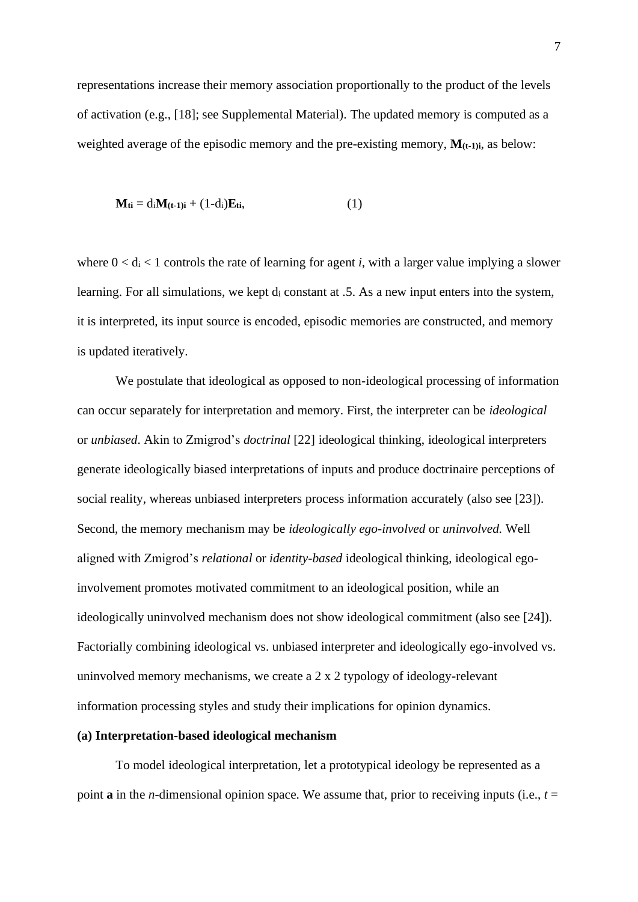representations increase their memory association proportionally to the product of the levels of activation (e.g., [18]; see Supplemental Material). The updated memory is computed as a weighted average of the episodic memory and the pre-existing memory, $\mathbf{M}_{(t-1)i}$, as below:

$$\mathbf{M}_{ti} = d_i\mathbf{M}_{(t-1)i} + (1-d_i)\mathbf{E}_{ti}, \qquad (1)$$

where $0 < d_i < 1$ controls the rate of learning for agent *i*, with a larger value implying a slower learning. For all simulations, we kept $d_i$ constant at .5. As a new input enters into the system, it is interpreted, its input source is encoded, episodic memories are constructed, and memory is updated iteratively.

We postulate that ideological as opposed to non-ideological processing of information can occur separately for interpretation and memory. First, the interpreter can be *ideological* or *unbiased*. Akin to Zmigrod's *doctrinal* [22] ideological thinking, ideological interpreters generate ideologically biased interpretations of inputs and produce doctrinaire perceptions of social reality, whereas unbiased interpreters process information accurately (also see [23]). Second, the memory mechanism may be *ideologically ego-involved* or *uninvolved.* Well aligned with Zmigrod's *relational* or *identity-based* ideological thinking, ideological ego-involvement promotes motivated commitment to an ideological position, while an ideologically uninvolved mechanism does not show ideological commitment (also see [24]). Factorially combining ideological vs. unbiased interpreter and ideologically ego-involved vs. uninvolved memory mechanisms, we create a 2 x 2 typology of ideology-relevant information processing styles and study their implications for opinion dynamics.

**(a) Interpretation-based ideological mechanism**

To model ideological interpretation, let a prototypical ideology be represented as a point **a** in the *n*-dimensional opinion space. We assume that, prior to receiving inputs (i.e., *t* =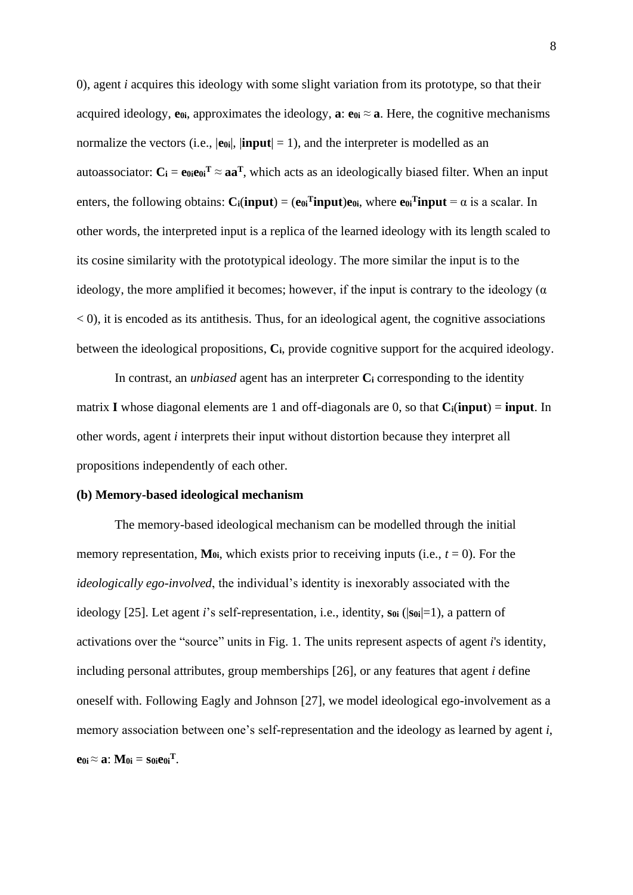0), agent *i* acquires this ideology with some slight variation from its prototype, so that their acquired ideology, $\mathbf{e}_{0i}$, approximates the ideology, $\mathbf{a}$: $\mathbf{e}_{0i} \approx \mathbf{a}$. Here, the cognitive mechanisms normalize the vectors (i.e., $|\mathbf{e}_{0i}|$, $|\mathbf{input}| = 1$), and the interpreter is modelled as an autoassociator: $\mathbf{C}_i = \mathbf{e}_{0i}\mathbf{e}_{0i}^{\mathbf{T}} \approx \mathbf{a}\mathbf{a}^{\mathbf{T}}$, which acts as an ideologically biased filter. When an input enters, the following obtains: $\mathbf{C}_i(\mathbf{input}) = (\mathbf{e}_{0i}^{\mathbf{T}}\mathbf{input})\mathbf{e}_{0i}$, where $\mathbf{e}_{0i}^{\mathbf{T}}\mathbf{input} = \alpha$ is a scalar. In other words, the interpreted input is a replica of the learned ideology with its length scaled to its cosine similarity with the prototypical ideology. The more similar the input is to the ideology, the more amplified it becomes; however, if the input is contrary to the ideology ($\alpha < 0$), it is encoded as its antithesis. Thus, for an ideological agent, the cognitive associations between the ideological propositions, $\mathbf{C}_i$, provide cognitive support for the acquired ideology.

In contrast, an *unbiased* agent has an interpreter $\mathbf{C}_i$ corresponding to the identity matrix $\mathbf{I}$ whose diagonal elements are 1 and off-diagonals are 0, so that $\mathbf{C}_i(\mathbf{input}) = \mathbf{input}$. In other words, agent *i* interprets their input without distortion because they interpret all propositions independently of each other.

**(b) Memory-based ideological mechanism**

The memory-based ideological mechanism can be modelled through the initial memory representation, $\mathbf{M}_{0i}$, which exists prior to receiving inputs (i.e., $t = 0$). For the *ideologically ego-involved*, the individual's identity is inexorably associated with the ideology [25]. Let agent *i*'s self-representation, i.e., identity, $\mathbf{s}_{0i}$ ($|\mathbf{s}_{0i}|=1$), a pattern of activations over the "source" units in Fig. 1. The units represent aspects of agent *i*'s identity, including personal attributes, group memberships [26], or any features that agent *i* define oneself with. Following Eagly and Johnson [27], we model ideological ego-involvement as a memory association between one's self-representation and the ideology as learned by agent *i*, $\mathbf{e}_{0i} \approx \mathbf{a}$: $\mathbf{M}_{0i} = \mathbf{s}_{0i}\mathbf{e}_{0i}^{\mathbf{T}}$.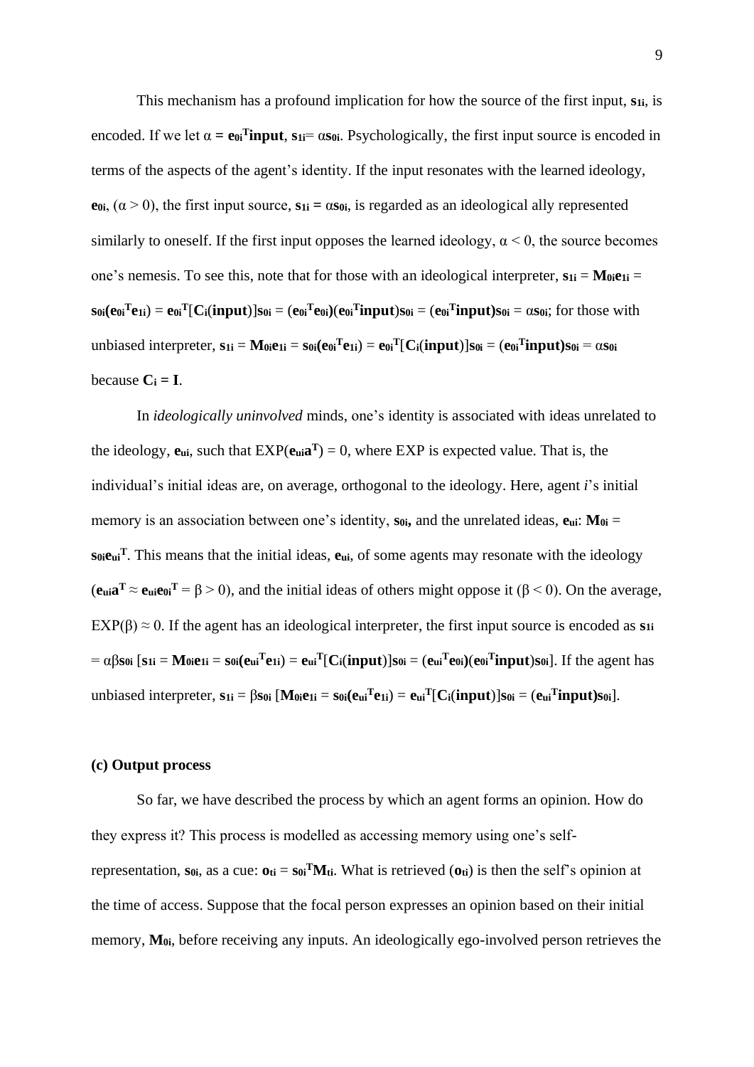This mechanism has a profound implication for how the source of the first input, $\mathbf{s_{1i}}$, is encoded. If we let $\alpha = \mathbf{e_{0i}}^T\mathbf{input}$, $\mathbf{s_{1i}} = \alpha\mathbf{s_{0i}}$. Psychologically, the first input source is encoded in terms of the aspects of the agent's identity. If the input resonates with the learned ideology, $\mathbf{e_{0i}}$, ($\alpha > 0$), the first input source, $\mathbf{s_{1i}} = \alpha\mathbf{s_{0i}}$, is regarded as an ideological ally represented similarly to oneself. If the first input opposes the learned ideology, $\alpha < 0$, the source becomes one's nemesis. To see this, note that for those with an ideological interpreter, $\mathbf{s_{1i}} = \mathbf{M_{0i}e_{1i}} = \mathbf{s_{0i}}(\mathbf{e_{0i}}^T\mathbf{e_{1i}}) = \mathbf{e_{0i}}^T[\mathbf{C_i}(\mathbf{input})]\mathbf{s_{0i}} = (\mathbf{e_{0i}}^T\mathbf{e_{0i}})(\mathbf{e_{0i}}^T\mathbf{input})\mathbf{s_{0i}} = (\mathbf{e_{0i}}^T\mathbf{input})\mathbf{s_{0i}} = \alpha\mathbf{s_{0i}}$; for those with unbiased interpreter, $\mathbf{s_{1i}} = \mathbf{M_{0i}e_{1i}} = \mathbf{s_{0i}}(\mathbf{e_{0i}}^T\mathbf{e_{1i}}) = \mathbf{e_{0i}}^T[\mathbf{C_i}(\mathbf{input})]\mathbf{s_{0i}} = (\mathbf{e_{0i}}^T\mathbf{input})\mathbf{s_{0i}} = \alpha\mathbf{s_{0i}}$ because $\mathbf{C_i} = \mathbf{I}$.

In *ideologically uninvolved* minds, one's identity is associated with ideas unrelated to the ideology, $\mathbf{e_{ui}}$, such that $\mathrm{EXP}(\mathbf{e_{ui}a}^T) = 0$, where EXP is expected value. That is, the individual's initial ideas are, on average, orthogonal to the ideology. Here, agent *i*'s initial memory is an association between one's identity, $\mathbf{s_{0i}}$, and the unrelated ideas, $\mathbf{e_{ui}}$: $\mathbf{M_{0i}} = \mathbf{s_{0i}e_{ui}}^T$. This means that the initial ideas, $\mathbf{e_{ui}}$, of some agents may resonate with the ideology ($\mathbf{e_{ui}a}^T \approx \mathbf{e_{ui}e_{0i}}^T = \beta > 0$), and the initial ideas of others might oppose it ($\beta < 0$). On the average, $\mathrm{EXP}(\beta) \approx 0$. If the agent has an ideological interpreter, the first input source is encoded as $\mathbf{s_{1i}} = \alpha\beta\mathbf{s_{0i}}$ [$\mathbf{s_{1i}} = \mathbf{M_{0i}e_{1i}} = \mathbf{s_{0i}}(\mathbf{e_{ui}}^T\mathbf{e_{1i}}) = \mathbf{e_{ui}}^T[\mathbf{C_i}(\mathbf{input})]\mathbf{s_{0i}} = (\mathbf{e_{ui}}^T\mathbf{e_{0i}})(\mathbf{e_{0i}}^T\mathbf{input})\mathbf{s_{0i}}$]. If the agent has unbiased interpreter, $\mathbf{s_{1i}} = \beta\mathbf{s_{0i}}$ [$\mathbf{M_{0i}e_{1i}} = \mathbf{s_{0i}}(\mathbf{e_{ui}}^T\mathbf{e_{1i}}) = \mathbf{e_{ui}}^T[\mathbf{C_i}(\mathbf{input})]\mathbf{s_{0i}} = (\mathbf{e_{ui}}^T\mathbf{input})\mathbf{s_{0i}}$].

### (c) Output process

So far, we have described the process by which an agent forms an opinion. How do they express it? This process is modelled as accessing memory using one's self-representation, $\mathbf{s_{0i}}$, as a cue: $\mathbf{o_{ti}} = \mathbf{s_{0i}}^T\mathbf{M_{ti}}$. What is retrieved ($\mathbf{o_{ti}}$) is then the self's opinion at the time of access. Suppose that the focal person expresses an opinion based on their initial memory, $\mathbf{M_{0i}}$, before receiving any inputs. An ideologically ego-involved person retrieves the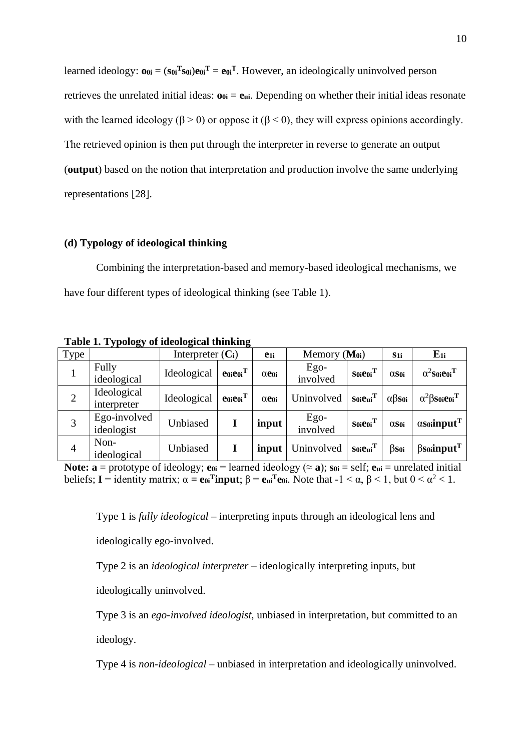learned ideology: $\mathbf{o_{0i}} = (\mathbf{s_{0i}}^T\mathbf{s_{0i}})\mathbf{e_{0i}}^T = \mathbf{e_{0i}}^T$. However, an ideologically uninvolved person retrieves the unrelated initial ideas: $\mathbf{o_{0i}} = \mathbf{e_{ui}}$. Depending on whether their initial ideas resonate with the learned ideology ($\beta > 0$) or oppose it ($\beta < 0$), they will express opinions accordingly. The retrieved opinion is then put through the interpreter in reverse to generate an output (**output**) based on the notion that interpretation and production involve the same underlying representations [28].

### (d) Typology of ideological thinking

Combining the interpretation-based and memory-based ideological mechanisms, we have four different types of ideological thinking (see Table 1).

**Table 1. Typology of ideological thinking**

| Type | | Interpreter ($\mathbf{C_i}$) | | $\mathbf{e_{1i}}$ | Memory ($\mathbf{M_{0i}}$) | | $\mathbf{s_{1i}}$ | $\mathbf{E_{1i}}$ |
|---|---|---|---|---|---|---|---|---|
| 1 | Fully ideological | Ideological | $\mathbf{e_{0i}e_{0i}}^T$ | $\alpha\mathbf{e_{0i}}$ | Ego-involved | $\mathbf{s_{0i}e_{0i}}^T$ | $\alpha\mathbf{s_{0i}}$ | $\alpha^2\mathbf{s_{0i}e_{0i}}^T$ |
| 2 | Ideological interpreter | Ideological | $\mathbf{e_{0i}e_{0i}}^T$ | $\alpha\mathbf{e_{0i}}$ | Uninvolved | $\mathbf{s_{0i}e_{ui}}^T$ | $\alpha\beta\mathbf{s_{0i}}$ | $\alpha^2\beta\mathbf{s_{0i}e_{0i}}^T$ |
| 3 | Ego-involved ideologist | Unbiased | $\mathbf{I}$ | **input** | Ego-involved | $\mathbf{s_{0i}e_{0i}}^T$ | $\alpha\mathbf{s_{0i}}$ | $\alpha\mathbf{s_{0i}input}^T$ |
| 4 | Non-ideological | Unbiased | $\mathbf{I}$ | **input** | Uninvolved | $\mathbf{s_{0i}e_{ui}}^T$ | $\beta\mathbf{s_{0i}}$ | $\beta\mathbf{s_{0i}input}^T$ |

**Note:** $\mathbf{a}$ = prototype of ideology; $\mathbf{e_{0i}}$ = learned ideology ($\approx \mathbf{a}$); $\mathbf{s_{0i}}$ = self; $\mathbf{e_{ui}}$ = unrelated initial beliefs; $\mathbf{I}$ = identity matrix; $\alpha = \mathbf{e_{0i}}^T\mathbf{input}$; $\beta = \mathbf{e_{ui}}^T\mathbf{e_{0i}}$. Note that $-1 < \alpha, \beta < 1$, but $0 < \alpha^2 < 1$.

Type 1 is *fully ideological* – interpreting inputs through an ideological lens and ideologically ego-involved.

Type 2 is an *ideological interpreter* – ideologically interpreting inputs, but ideologically uninvolved.

Type 3 is an *ego-involved ideologist,* unbiased in interpretation, but committed to an ideology.

Type 4 is *non-ideological* – unbiased in interpretation and ideologically uninvolved.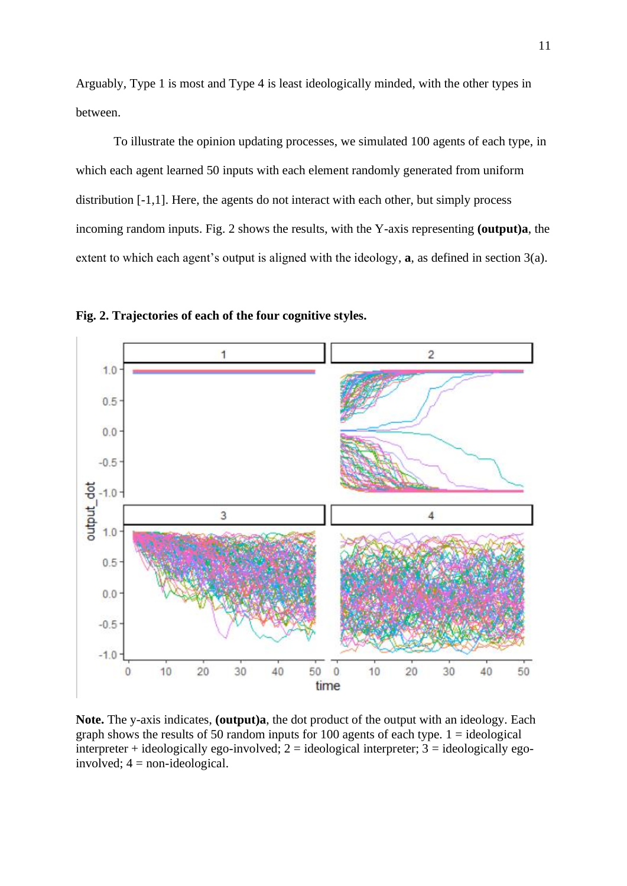Arguably, Type 1 is most and Type 4 is least ideologically minded, with the other types in between.

To illustrate the opinion updating processes, we simulated 100 agents of each type, in which each agent learned 50 inputs with each element randomly generated from uniform distribution [-1,1]. Here, the agents do not interact with each other, but simply process incoming random inputs. Fig. 2 shows the results, with the Y-axis representing **(output)a**, the extent to which each agent's output is aligned with the ideology, **a**, as defined in section 3(a).

**Fig. 2. Trajectories of each of the four cognitive styles.**

**Note.** The y-axis indicates, **(output)a**, the dot product of the output with an ideology. Each graph shows the results of 50 random inputs for 100 agents of each type. 1 = ideological interpreter + ideologically ego-involved; 2 = ideological interpreter; 3 = ideologically ego-involved; 4 = non-ideological.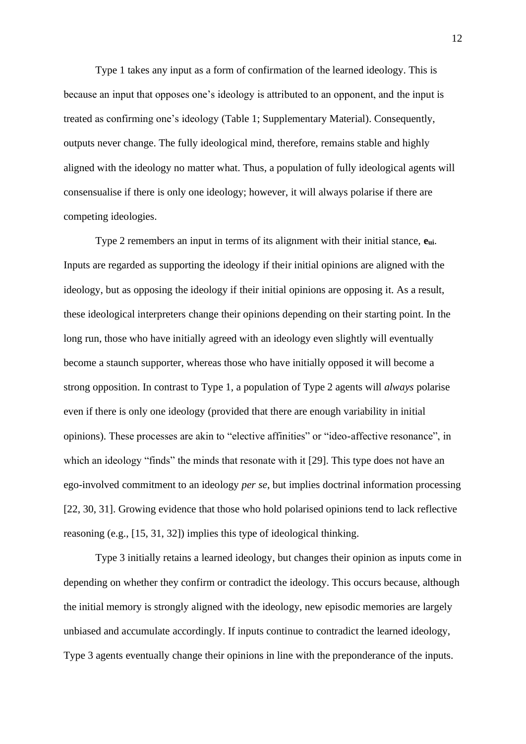Type 1 takes any input as a form of confirmation of the learned ideology. This is because an input that opposes one's ideology is attributed to an opponent, and the input is treated as confirming one's ideology (Table 1; Supplementary Material). Consequently, outputs never change. The fully ideological mind, therefore, remains stable and highly aligned with the ideology no matter what. Thus, a population of fully ideological agents will consensualise if there is only one ideology; however, it will always polarise if there are competing ideologies.

Type 2 remembers an input in terms of its alignment with their initial stance, $\mathbf{e}_{\mathbf{ui}}$. Inputs are regarded as supporting the ideology if their initial opinions are aligned with the ideology, but as opposing the ideology if their initial opinions are opposing it. As a result, these ideological interpreters change their opinions depending on their starting point. In the long run, those who have initially agreed with an ideology even slightly will eventually become a staunch supporter, whereas those who have initially opposed it will become a strong opposition. In contrast to Type 1, a population of Type 2 agents will *always* polarise even if there is only one ideology (provided that there are enough variability in initial opinions). These processes are akin to "elective affinities" or "ideo-affective resonance", in which an ideology "finds" the minds that resonate with it [29]. This type does not have an ego-involved commitment to an ideology *per se*, but implies doctrinal information processing [22, 30, 31]. Growing evidence that those who hold polarised opinions tend to lack reflective reasoning (e.g., [15, 31, 32]) implies this type of ideological thinking.

Type 3 initially retains a learned ideology, but changes their opinion as inputs come in depending on whether they confirm or contradict the ideology. This occurs because, although the initial memory is strongly aligned with the ideology, new episodic memories are largely unbiased and accumulate accordingly. If inputs continue to contradict the learned ideology, Type 3 agents eventually change their opinions in line with the preponderance of the inputs.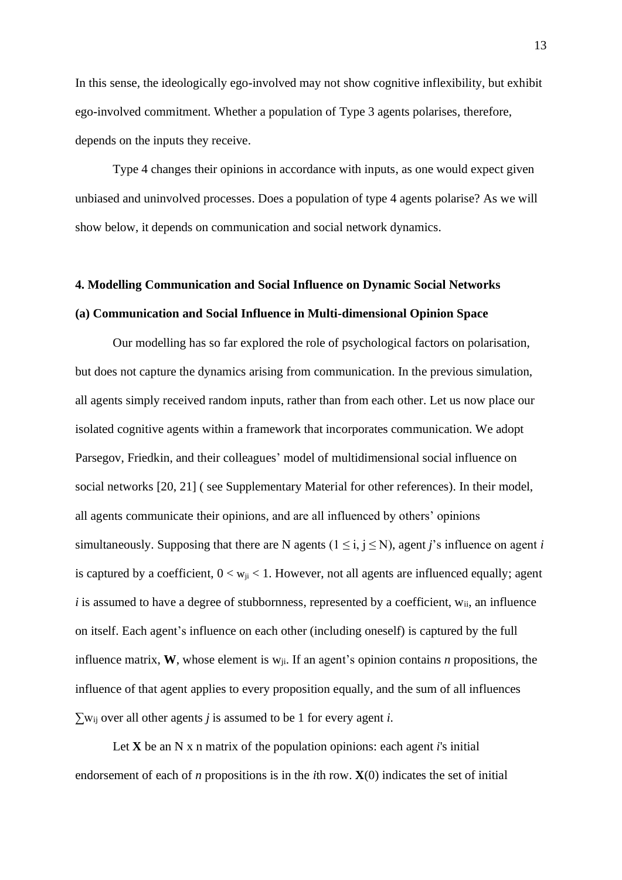In this sense, the ideologically ego-involved may not show cognitive inflexibility, but exhibit ego-involved commitment. Whether a population of Type 3 agents polarises, therefore, depends on the inputs they receive.

Type 4 changes their opinions in accordance with inputs, as one would expect given unbiased and uninvolved processes. Does a population of type 4 agents polarise? As we will show below, it depends on communication and social network dynamics.

## 4. Modelling Communication and Social Influence on Dynamic Social Networks

### (a) Communication and Social Influence in Multi-dimensional Opinion Space

Our modelling has so far explored the role of psychological factors on polarisation, but does not capture the dynamics arising from communication. In the previous simulation, all agents simply received random inputs, rather than from each other. Let us now place our isolated cognitive agents within a framework that incorporates communication. We adopt Parsegov, Friedkin, and their colleagues' model of multidimensional social influence on social networks [20, 21] ( see Supplementary Material for other references). In their model, all agents communicate their opinions, and are all influenced by others' opinions simultaneously. Supposing that there are N agents ($1 \leq i, j \leq N$), agent *j*'s influence on agent *i* is captured by a coefficient, $0 < w_{ji} < 1$. However, not all agents are influenced equally; agent *i* is assumed to have a degree of stubbornness, represented by a coefficient, $w_{ii}$, an influence on itself. Each agent's influence on each other (including oneself) is captured by the full influence matrix, **W**, whose element is $w_{ji}$. If an agent's opinion contains *n* propositions, the influence of that agent applies to every proposition equally, and the sum of all influences $\sum w_{ij}$ over all other agents *j* is assumed to be 1 for every agent *i*.

Let **X** be an N x n matrix of the population opinions: each agent *i*'s initial endorsement of each of *n* propositions is in the *i*th row. **X**(0) indicates the set of initial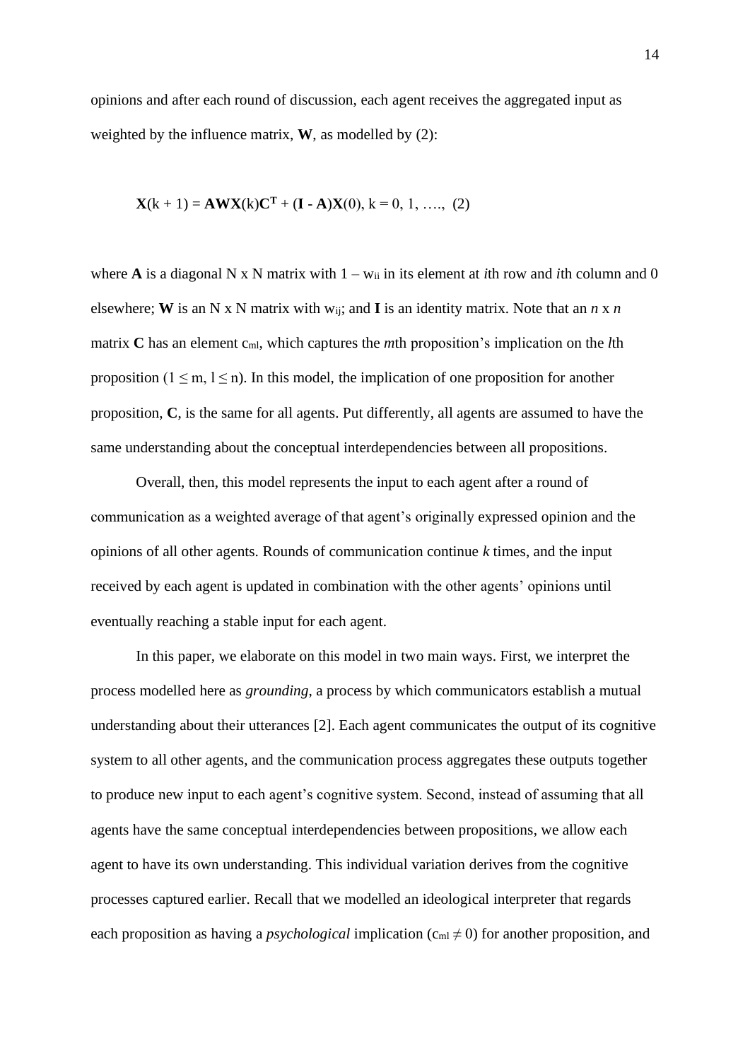opinions and after each round of discussion, each agent receives the aggregated input as weighted by the influence matrix, **W**, as modelled by (2):

$$\mathbf{X}(k + 1) = \mathbf{AWX}(k)\mathbf{C}^{\mathbf{T}} + (\mathbf{I} - \mathbf{A})\mathbf{X}(0),\ k = 0, 1, \ldots, \quad (2)$$

where **A** is a diagonal N x N matrix with $1 - w_{ii}$ in its element at *i*th row and *i*th column and 0 elsewhere; **W** is an N x N matrix with $w_{ij}$; and **I** is an identity matrix. Note that an $n$ x $n$ matrix **C** has an element $c_{ml}$, which captures the *m*th proposition's implication on the *l*th proposition ($1 \leq m$, $l \leq n$). In this model, the implication of one proposition for another proposition, **C**, is the same for all agents. Put differently, all agents are assumed to have the same understanding about the conceptual interdependencies between all propositions.

Overall, then, this model represents the input to each agent after a round of communication as a weighted average of that agent's originally expressed opinion and the opinions of all other agents. Rounds of communication continue *k* times, and the input received by each agent is updated in combination with the other agents' opinions until eventually reaching a stable input for each agent.

In this paper, we elaborate on this model in two main ways. First, we interpret the process modelled here as *grounding*, a process by which communicators establish a mutual understanding about their utterances [2]. Each agent communicates the output of its cognitive system to all other agents, and the communication process aggregates these outputs together to produce new input to each agent's cognitive system. Second, instead of assuming that all agents have the same conceptual interdependencies between propositions, we allow each agent to have its own understanding. This individual variation derives from the cognitive processes captured earlier. Recall that we modelled an ideological interpreter that regards each proposition as having a *psychological* implication ($c_{ml} \neq 0$) for another proposition, and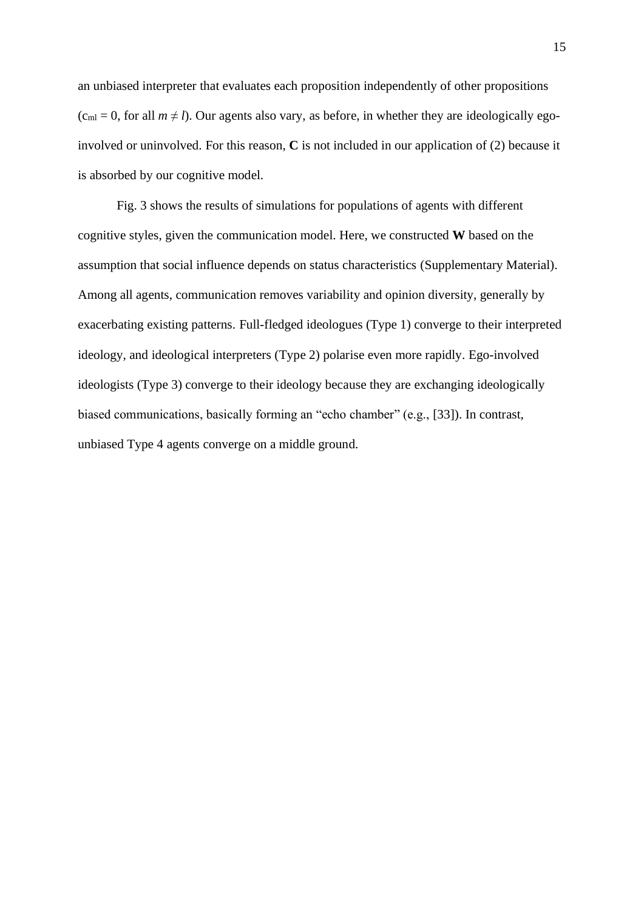an unbiased interpreter that evaluates each proposition independently of other propositions ($c_{ml} = 0$, for all $m \neq l$). Our agents also vary, as before, in whether they are ideologically ego-involved or uninvolved. For this reason, **C** is not included in our application of (2) because it is absorbed by our cognitive model.

Fig. 3 shows the results of simulations for populations of agents with different cognitive styles, given the communication model. Here, we constructed **W** based on the assumption that social influence depends on status characteristics (Supplementary Material). Among all agents, communication removes variability and opinion diversity, generally by exacerbating existing patterns. Full-fledged ideologues (Type 1) converge to their interpreted ideology, and ideological interpreters (Type 2) polarise even more rapidly. Ego-involved ideologists (Type 3) converge to their ideology because they are exchanging ideologically biased communications, basically forming an "echo chamber" (e.g., [33]). In contrast, unbiased Type 4 agents converge on a middle ground.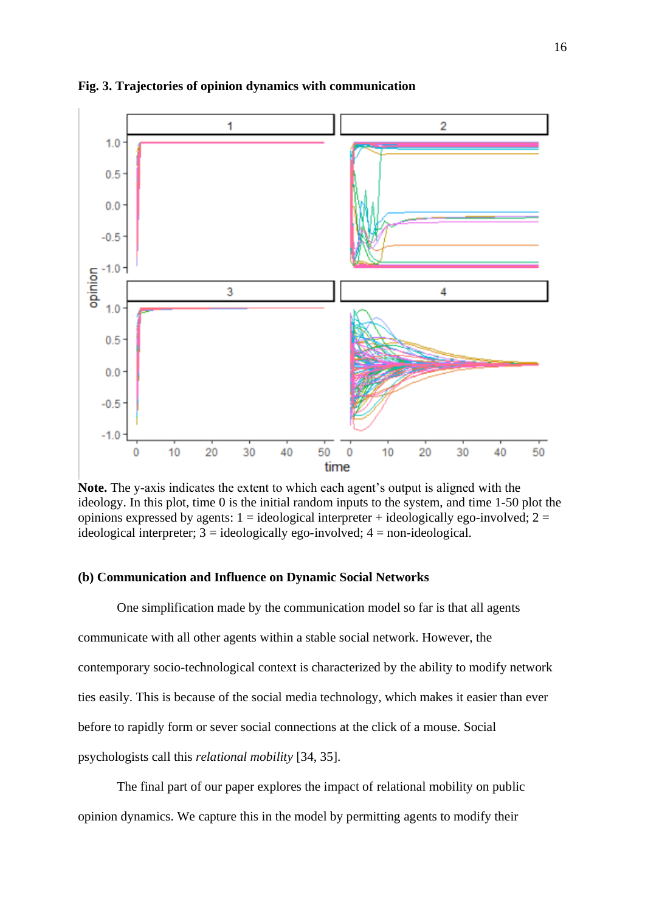**Fig. 3. Trajectories of opinion dynamics with communication**

**Note.** The y-axis indicates the extent to which each agent's output is aligned with the ideology. In this plot, time 0 is the initial random inputs to the system, and time 1-50 plot the opinions expressed by agents: 1 = ideological interpreter + ideologically ego-involved; 2 = ideological interpreter; 3 = ideologically ego-involved; 4 = non-ideological.

### (b) Communication and Influence on Dynamic Social Networks

One simplification made by the communication model so far is that all agents communicate with all other agents within a stable social network. However, the contemporary socio-technological context is characterized by the ability to modify network ties easily. This is because of the social media technology, which makes it easier than ever before to rapidly form or sever social connections at the click of a mouse. Social psychologists call this *relational mobility* [34, 35].

The final part of our paper explores the impact of relational mobility on public opinion dynamics. We capture this in the model by permitting agents to modify their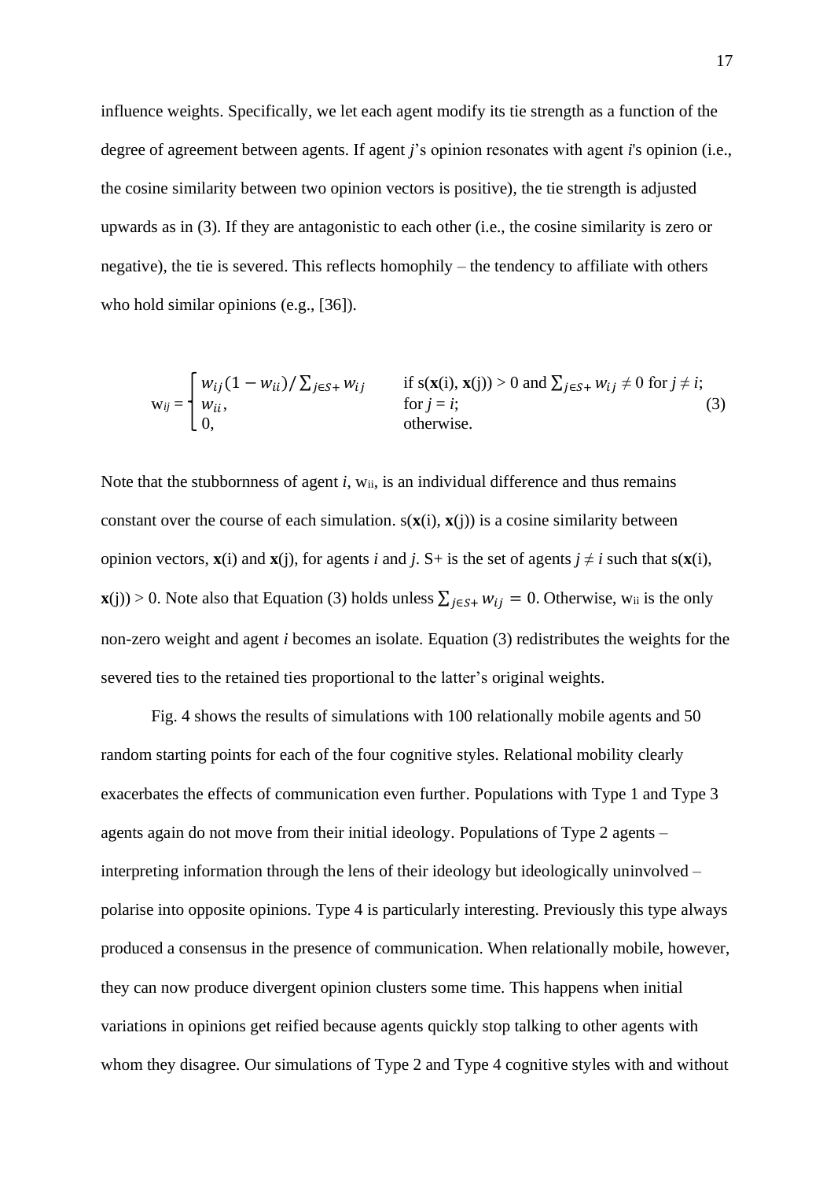influence weights. Specifically, we let each agent modify its tie strength as a function of the degree of agreement between agents. If agent *j*'s opinion resonates with agent *i*'s opinion (i.e., the cosine similarity between two opinion vectors is positive), the tie strength is adjusted upwards as in (3). If they are antagonistic to each other (i.e., the cosine similarity is zero or negative), the tie is severed. This reflects homophily – the tendency to affiliate with others who hold similar opinions (e.g., [36]).

$$
w_{ij} = \begin{cases} w_{ij}(1 - w_{ii}) / \sum_{j \in S+} w_{ij} & \text{if } s(\mathbf{x}(i), \mathbf{x}(j)) > 0 \text{ and } \sum_{j \in S+} w_{ij} \neq 0 \text{ for } j \neq i; \\ w_{ii}, & \text{for } j = i; \\ 0, & \text{otherwise.} \end{cases} \tag{3}
$$

Note that the stubbornness of agent *i*, $w_{ii}$, is an individual difference and thus remains constant over the course of each simulation. $s(\mathbf{x}(i), \mathbf{x}(j))$ is a cosine similarity between opinion vectors, $\mathbf{x}(i)$ and $\mathbf{x}(j)$, for agents *i* and *j*. S+ is the set of agents $j \neq i$ such that $s(\mathbf{x}(i), \mathbf{x}(j)) > 0$. Note also that Equation (3) holds unless $\sum_{j \in S+} w_{ij} = 0$. Otherwise, $w_{ii}$ is the only non-zero weight and agent *i* becomes an isolate. Equation (3) redistributes the weights for the severed ties to the retained ties proportional to the latter's original weights.

Fig. 4 shows the results of simulations with 100 relationally mobile agents and 50 random starting points for each of the four cognitive styles. Relational mobility clearly exacerbates the effects of communication even further. Populations with Type 1 and Type 3 agents again do not move from their initial ideology. Populations of Type 2 agents – interpreting information through the lens of their ideology but ideologically uninvolved – polarise into opposite opinions. Type 4 is particularly interesting. Previously this type always produced a consensus in the presence of communication. When relationally mobile, however, they can now produce divergent opinion clusters some time. This happens when initial variations in opinions get reified because agents quickly stop talking to other agents with whom they disagree. Our simulations of Type 2 and Type 4 cognitive styles with and without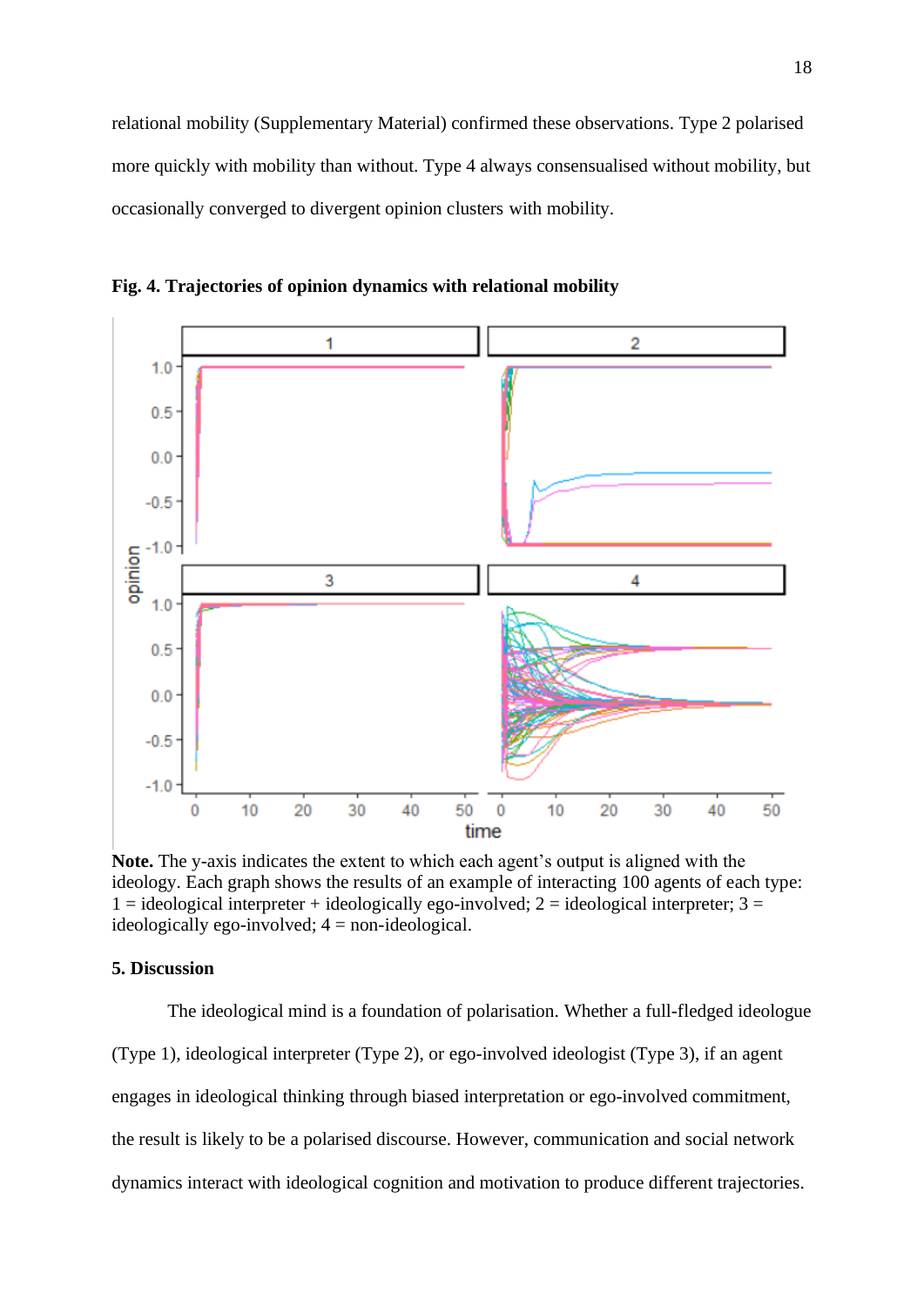relational mobility (Supplementary Material) confirmed these observations. Type 2 polarised more quickly with mobility than without. Type 4 always consensualised without mobility, but occasionally converged to divergent opinion clusters with mobility.

**Fig. 4. Trajectories of opinion dynamics with relational mobility**

**Note.** The y-axis indicates the extent to which each agent's output is aligned with the ideology. Each graph shows the results of an example of interacting 100 agents of each type: 1 = ideological interpreter + ideologically ego-involved; 2 = ideological interpreter; 3 = ideologically ego-involved; 4 = non-ideological.

## 5. Discussion

The ideological mind is a foundation of polarisation. Whether a full-fledged ideologue (Type 1), ideological interpreter (Type 2), or ego-involved ideologist (Type 3), if an agent engages in ideological thinking through biased interpretation or ego-involved commitment, the result is likely to be a polarised discourse. However, communication and social network dynamics interact with ideological cognition and motivation to produce different trajectories.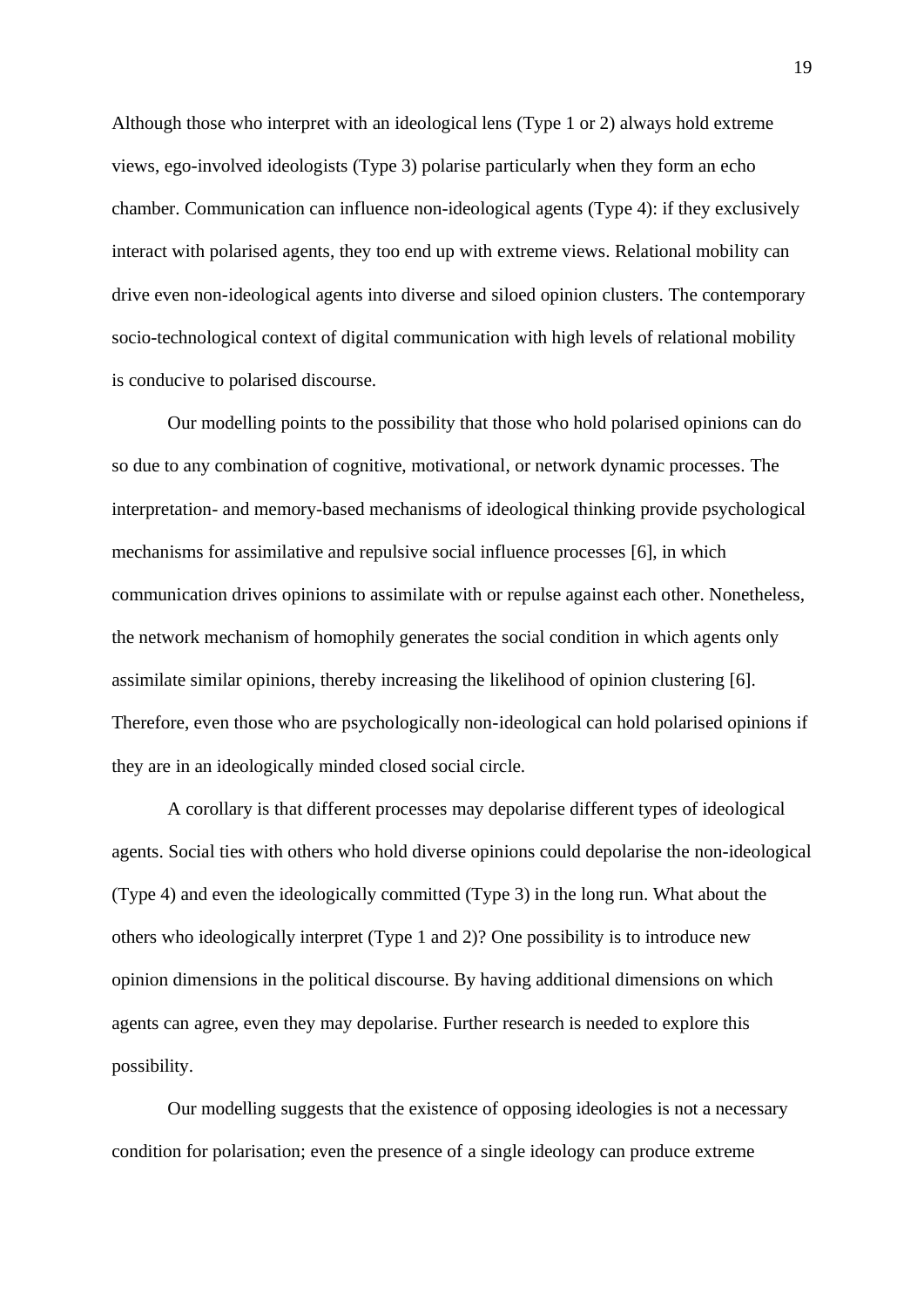Although those who interpret with an ideological lens (Type 1 or 2) always hold extreme views, ego-involved ideologists (Type 3) polarise particularly when they form an echo chamber. Communication can influence non-ideological agents (Type 4): if they exclusively interact with polarised agents, they too end up with extreme views. Relational mobility can drive even non-ideological agents into diverse and siloed opinion clusters. The contemporary socio-technological context of digital communication with high levels of relational mobility is conducive to polarised discourse.

Our modelling points to the possibility that those who hold polarised opinions can do so due to any combination of cognitive, motivational, or network dynamic processes. The interpretation- and memory-based mechanisms of ideological thinking provide psychological mechanisms for assimilative and repulsive social influence processes [6], in which communication drives opinions to assimilate with or repulse against each other. Nonetheless, the network mechanism of homophily generates the social condition in which agents only assimilate similar opinions, thereby increasing the likelihood of opinion clustering [6]. Therefore, even those who are psychologically non-ideological can hold polarised opinions if they are in an ideologically minded closed social circle.

A corollary is that different processes may depolarise different types of ideological agents. Social ties with others who hold diverse opinions could depolarise the non-ideological (Type 4) and even the ideologically committed (Type 3) in the long run. What about the others who ideologically interpret (Type 1 and 2)? One possibility is to introduce new opinion dimensions in the political discourse. By having additional dimensions on which agents can agree, even they may depolarise. Further research is needed to explore this possibility.

Our modelling suggests that the existence of opposing ideologies is not a necessary condition for polarisation; even the presence of a single ideology can produce extreme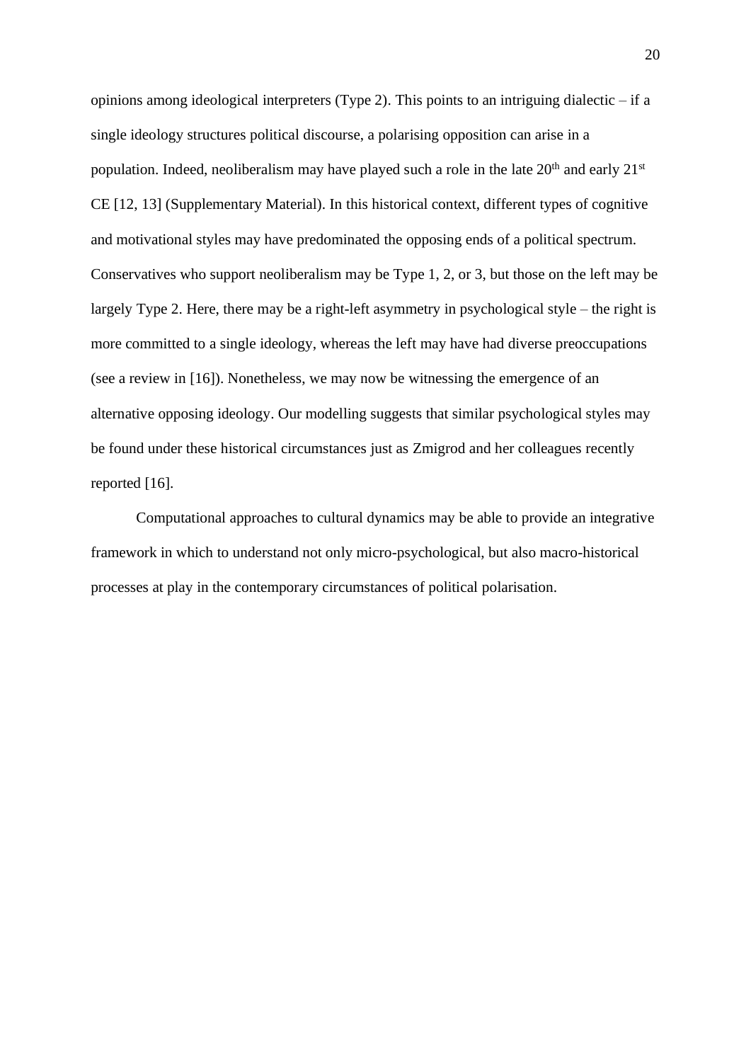opinions among ideological interpreters (Type 2). This points to an intriguing dialectic – if a single ideology structures political discourse, a polarising opposition can arise in a population. Indeed, neoliberalism may have played such a role in the late 20th and early 21st CE [12, 13] (Supplementary Material). In this historical context, different types of cognitive and motivational styles may have predominated the opposing ends of a political spectrum. Conservatives who support neoliberalism may be Type 1, 2, or 3, but those on the left may be largely Type 2. Here, there may be a right-left asymmetry in psychological style – the right is more committed to a single ideology, whereas the left may have had diverse preoccupations (see a review in [16]). Nonetheless, we may now be witnessing the emergence of an alternative opposing ideology. Our modelling suggests that similar psychological styles may be found under these historical circumstances just as Zmigrod and her colleagues recently reported [16].

Computational approaches to cultural dynamics may be able to provide an integrative framework in which to understand not only micro-psychological, but also macro-historical processes at play in the contemporary circumstances of political polarisation.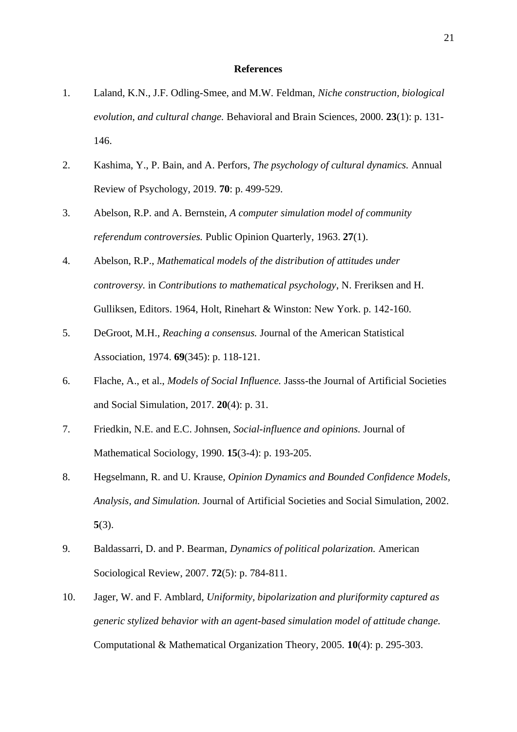## References

1. Laland, K.N., J.F. Odling-Smee, and M.W. Feldman, *Niche construction, biological evolution, and cultural change.* Behavioral and Brain Sciences, 2000. **23**(1): p. 131-146.
2. Kashima, Y., P. Bain, and A. Perfors, *The psychology of cultural dynamics.* Annual Review of Psychology, 2019. **70**: p. 499-529.
3. Abelson, R.P. and A. Bernstein, *A computer simulation model of community referendum controversies.* Public Opinion Quarterly, 1963. **27**(1).
4. Abelson, R.P., *Mathematical models of the distribution of attitudes under controversy.* in *Contributions to mathematical psychology*, N. Freriksen and H. Gulliksen, Editors. 1964, Holt, Rinehart & Winston: New York. p. 142-160.
5. DeGroot, M.H., *Reaching a consensus.* Journal of the American Statistical Association, 1974. **69**(345): p. 118-121.
6. Flache, A., et al., *Models of Social Influence.* Jasss-the Journal of Artificial Societies and Social Simulation, 2017. **20**(4): p. 31.
7. Friedkin, N.E. and E.C. Johnsen, *Social-influence and opinions.* Journal of Mathematical Sociology, 1990. **15**(3-4): p. 193-205.
8. Hegselmann, R. and U. Krause, *Opinion Dynamics and Bounded Confidence Models, Analysis, and Simulation.* Journal of Artificial Societies and Social Simulation, 2002. **5**(3).
9. Baldassarri, D. and P. Bearman, *Dynamics of political polarization.* American Sociological Review, 2007. **72**(5): p. 784-811.
10. Jager, W. and F. Amblard, *Uniformity, bipolarization and pluriformity captured as generic stylized behavior with an agent-based simulation model of attitude change.* Computational & Mathematical Organization Theory, 2005. **10**(4): p. 295-303.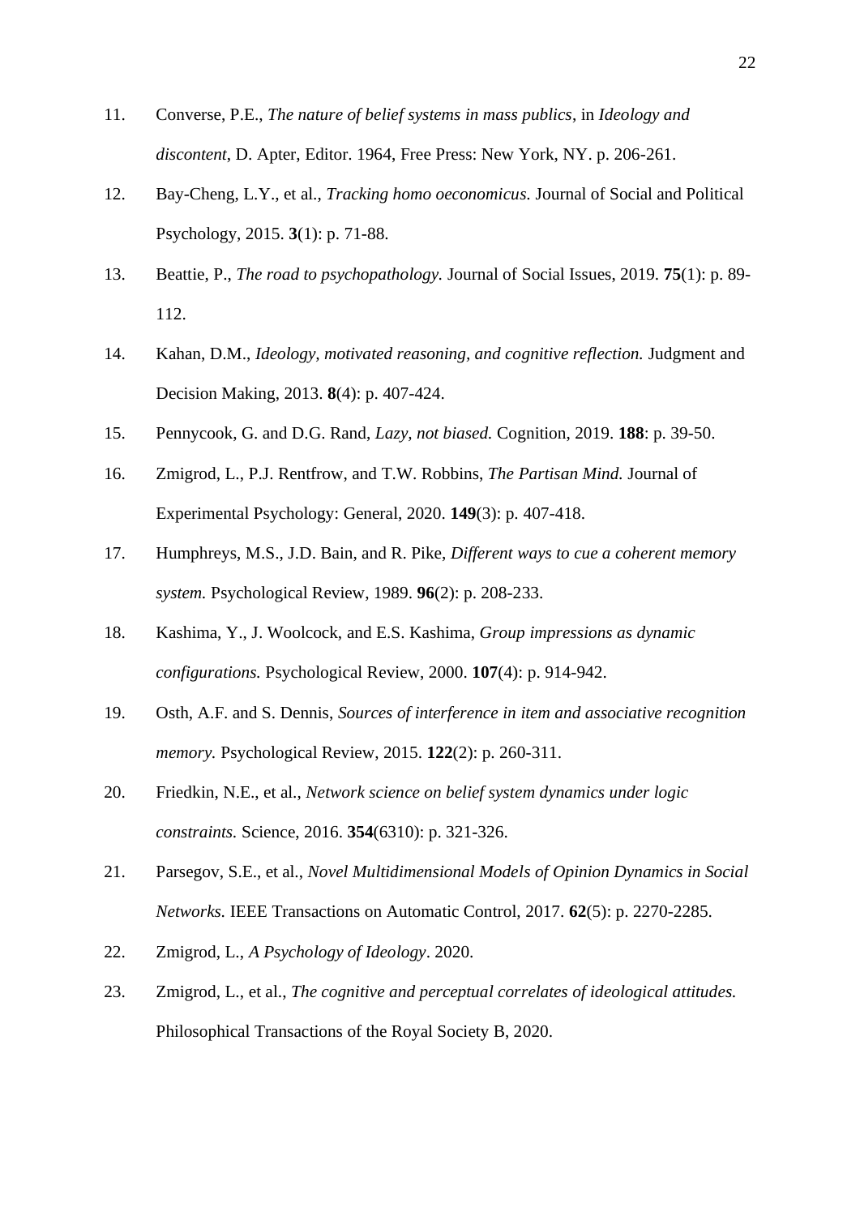11. Converse, P.E., *The nature of belief systems in mass publics*, in *Ideology and discontent*, D. Apter, Editor. 1964, Free Press: New York, NY. p. 206-261.
12. Bay-Cheng, L.Y., et al., *Tracking homo oeconomicus.* Journal of Social and Political Psychology, 2015. **3**(1): p. 71-88.
13. Beattie, P., *The road to psychopathology.* Journal of Social Issues, 2019. **75**(1): p. 89-112.
14. Kahan, D.M., *Ideology, motivated reasoning, and cognitive reflection.* Judgment and Decision Making, 2013. **8**(4): p. 407-424.
15. Pennycook, G. and D.G. Rand, *Lazy, not biased.* Cognition, 2019. **188**: p. 39-50.
16. Zmigrod, L., P.J. Rentfrow, and T.W. Robbins, *The Partisan Mind.* Journal of Experimental Psychology: General, 2020. **149**(3): p. 407-418.
17. Humphreys, M.S., J.D. Bain, and R. Pike, *Different ways to cue a coherent memory system.* Psychological Review, 1989. **96**(2): p. 208-233.
18. Kashima, Y., J. Woolcock, and E.S. Kashima, *Group impressions as dynamic configurations.* Psychological Review, 2000. **107**(4): p. 914-942.
19. Osth, A.F. and S. Dennis, *Sources of interference in item and associative recognition memory.* Psychological Review, 2015. **122**(2): p. 260-311.
20. Friedkin, N.E., et al., *Network science on belief system dynamics under logic constraints.* Science, 2016. **354**(6310): p. 321-326.
21. Parsegov, S.E., et al., *Novel Multidimensional Models of Opinion Dynamics in Social Networks.* IEEE Transactions on Automatic Control, 2017. **62**(5): p. 2270-2285.
22. Zmigrod, L., *A Psychology of Ideology*. 2020.
23. Zmigrod, L., et al., *The cognitive and perceptual correlates of ideological attitudes.* Philosophical Transactions of the Royal Society B, 2020.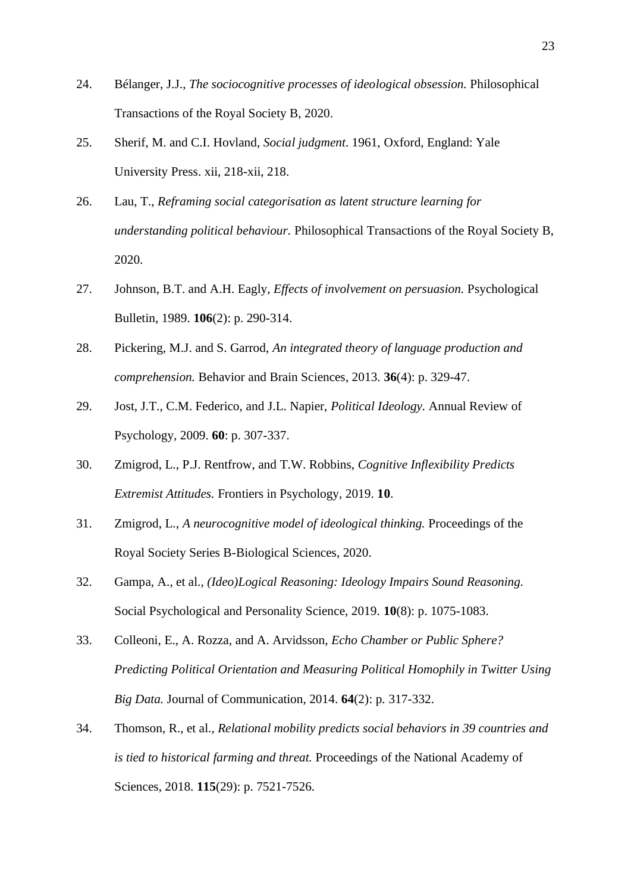24. Bélanger, J.J., *The sociocognitive processes of ideological obsession.* Philosophical Transactions of the Royal Society B, 2020.

25. Sherif, M. and C.I. Hovland, *Social judgment*. 1961, Oxford, England: Yale University Press. xii, 218-xii, 218.

26. Lau, T., *Reframing social categorisation as latent structure learning for understanding political behaviour.* Philosophical Transactions of the Royal Society B, 2020.

27. Johnson, B.T. and A.H. Eagly, *Effects of involvement on persuasion.* Psychological Bulletin, 1989. **106**(2): p. 290-314.

28. Pickering, M.J. and S. Garrod, *An integrated theory of language production and comprehension.* Behavior and Brain Sciences, 2013. **36**(4): p. 329-47.

29. Jost, J.T., C.M. Federico, and J.L. Napier, *Political Ideology.* Annual Review of Psychology, 2009. **60**: p. 307-337.

30. Zmigrod, L., P.J. Rentfrow, and T.W. Robbins, *Cognitive Inflexibility Predicts Extremist Attitudes.* Frontiers in Psychology, 2019. **10**.

31. Zmigrod, L., *A neurocognitive model of ideological thinking.* Proceedings of the Royal Society Series B-Biological Sciences, 2020.

32. Gampa, A., et al., *(Ideo)Logical Reasoning: Ideology Impairs Sound Reasoning.* Social Psychological and Personality Science, 2019. **10**(8): p. 1075-1083.

33. Colleoni, E., A. Rozza, and A. Arvidsson, *Echo Chamber or Public Sphere? Predicting Political Orientation and Measuring Political Homophily in Twitter Using Big Data.* Journal of Communication, 2014. **64**(2): p. 317-332.

34. Thomson, R., et al., *Relational mobility predicts social behaviors in 39 countries and is tied to historical farming and threat.* Proceedings of the National Academy of Sciences, 2018. **115**(29): p. 7521-7526.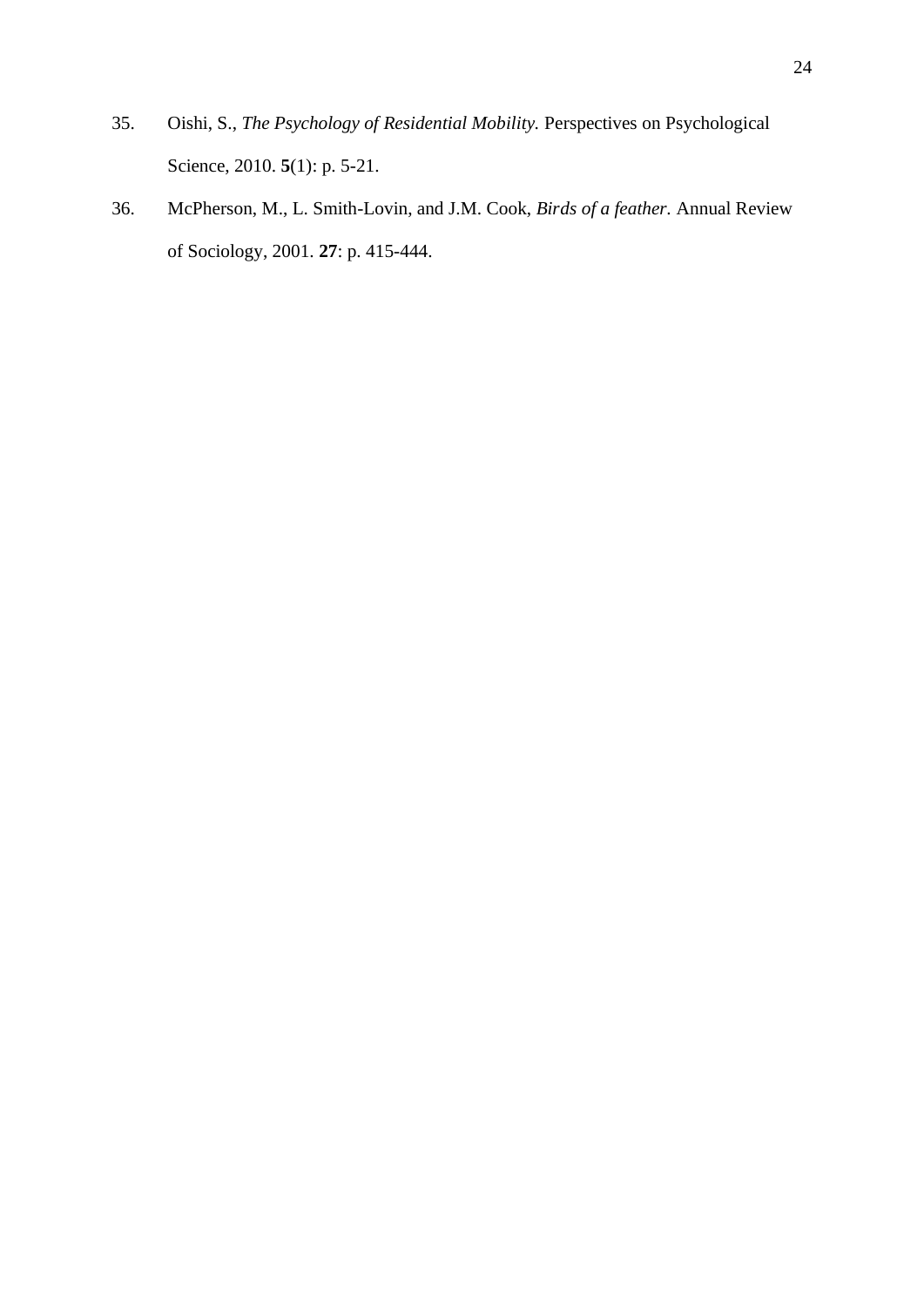35. Oishi, S., *The Psychology of Residential Mobility.* Perspectives on Psychological Science, 2010. **5**(1): p. 5-21.

36. McPherson, M., L. Smith-Lovin, and J.M. Cook, *Birds of a feather.* Annual Review of Sociology, 2001. **27**: p. 415-444.